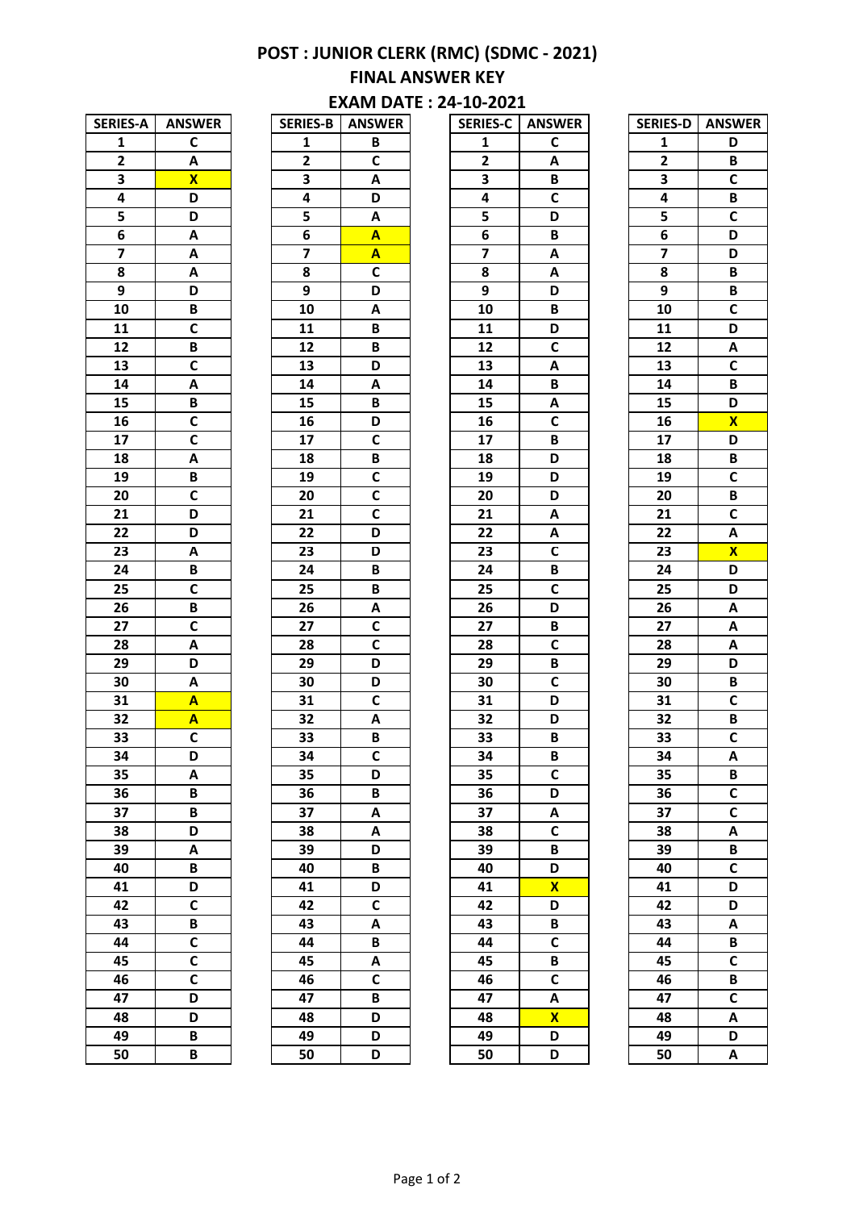# POST : JUNIOR CLERK (RMC) (SDMC - 2021)

## FINAL ANSWER KEY

### EXAM DATE : 24-10-2021

| SERIES-A | ANSWER |
|---|---|
| 1 | C |
| 2 | A |
| 3 | X |
| 4 | D |
| 5 | D |
| 6 | A |
| 7 | A |
| 8 | A |
| 9 | D |
| 10 | B |
| 11 | C |
| 12 | B |
| 13 | C |
| 14 | A |
| 15 | B |
| 16 | C |
| 17 | C |
| 18 | A |
| 19 | B |
| 20 | C |
| 21 | D |
| 22 | D |
| 23 | A |
| 24 | B |
| 25 | C |
| 26 | B |
| 27 | C |
| 28 | A |
| 29 | D |
| 30 | A |
| 31 | A |
| 32 | A |
| 33 | C |
| 34 | D |
| 35 | A |
| 36 | B |
| 37 | B |
| 38 | D |
| 39 | A |
| 40 | B |
| 41 | D |
| 42 | C |
| 43 | B |
| 44 | C |
| 45 | C |
| 46 | C |
| 47 | D |
| 48 | D |
| 49 | B |
| 50 | B |

| SERIES-B | ANSWER |
|---|---|
| 1 | B |
| 2 | C |
| 3 | A |
| 4 | D |
| 5 | A |
| 6 | A |
| 7 | A |
| 8 | C |
| 9 | D |
| 10 | A |
| 11 | B |
| 12 | B |
| 13 | D |
| 14 | A |
| 15 | B |
| 16 | D |
| 17 | C |
| 18 | B |
| 19 | C |
| 20 | C |
| 21 | C |
| 22 | D |
| 23 | D |
| 24 | B |
| 25 | B |
| 26 | A |
| 27 | C |
| 28 | C |
| 29 | D |
| 30 | D |
| 31 | C |
| 32 | A |
| 33 | B |
| 34 | C |
| 35 | D |
| 36 | B |
| 37 | A |
| 38 | A |
| 39 | D |
| 40 | B |
| 41 | D |
| 42 | C |
| 43 | A |
| 44 | B |
| 45 | A |
| 46 | C |
| 47 | B |
| 48 | D |
| 49 | D |
| 50 | D |

| SERIES-C | ANSWER |
|---|---|
| 1 | C |
| 2 | A |
| 3 | B |
| 4 | C |
| 5 | D |
| 6 | B |
| 7 | A |
| 8 | A |
| 9 | D |
| 10 | B |
| 11 | D |
| 12 | C |
| 13 | A |
| 14 | B |
| 15 | A |
| 16 | C |
| 17 | B |
| 18 | D |
| 19 | D |
| 20 | D |
| 21 | A |
| 22 | A |
| 23 | C |
| 24 | B |
| 25 | C |
| 26 | D |
| 27 | B |
| 28 | C |
| 29 | B |
| 30 | C |
| 31 | D |
| 32 | D |
| 33 | B |
| 34 | B |
| 35 | C |
| 36 | D |
| 37 | A |
| 38 | C |
| 39 | B |
| 40 | D |
| 41 | X |
| 42 | D |
| 43 | B |
| 44 | C |
| 45 | B |
| 46 | C |
| 47 | A |
| 48 | X |
| 49 | D |
| 50 | D |

| SERIES-D | ANSWER |
|---|---|
| 1 | D |
| 2 | B |
| 3 | C |
| 4 | B |
| 5 | C |
| 6 | D |
| 7 | D |
| 8 | B |
| 9 | B |
| 10 | C |
| 11 | D |
| 12 | A |
| 13 | C |
| 14 | B |
| 15 | D |
| 16 | X |
| 17 | D |
| 18 | B |
| 19 | C |
| 20 | B |
| 21 | C |
| 22 | A |
| 23 | X |
| 24 | D |
| 25 | D |
| 26 | A |
| 27 | A |
| 28 | A |
| 29 | D |
| 30 | B |
| 31 | C |
| 32 | B |
| 33 | C |
| 34 | A |
| 35 | B |
| 36 | C |
| 37 | C |
| 38 | A |
| 39 | B |
| 40 | C |
| 41 | D |
| 42 | D |
| 43 | A |
| 44 | B |
| 45 | C |
| 46 | B |
| 47 | C |
| 48 | A |
| 49 | D |
| 50 | A |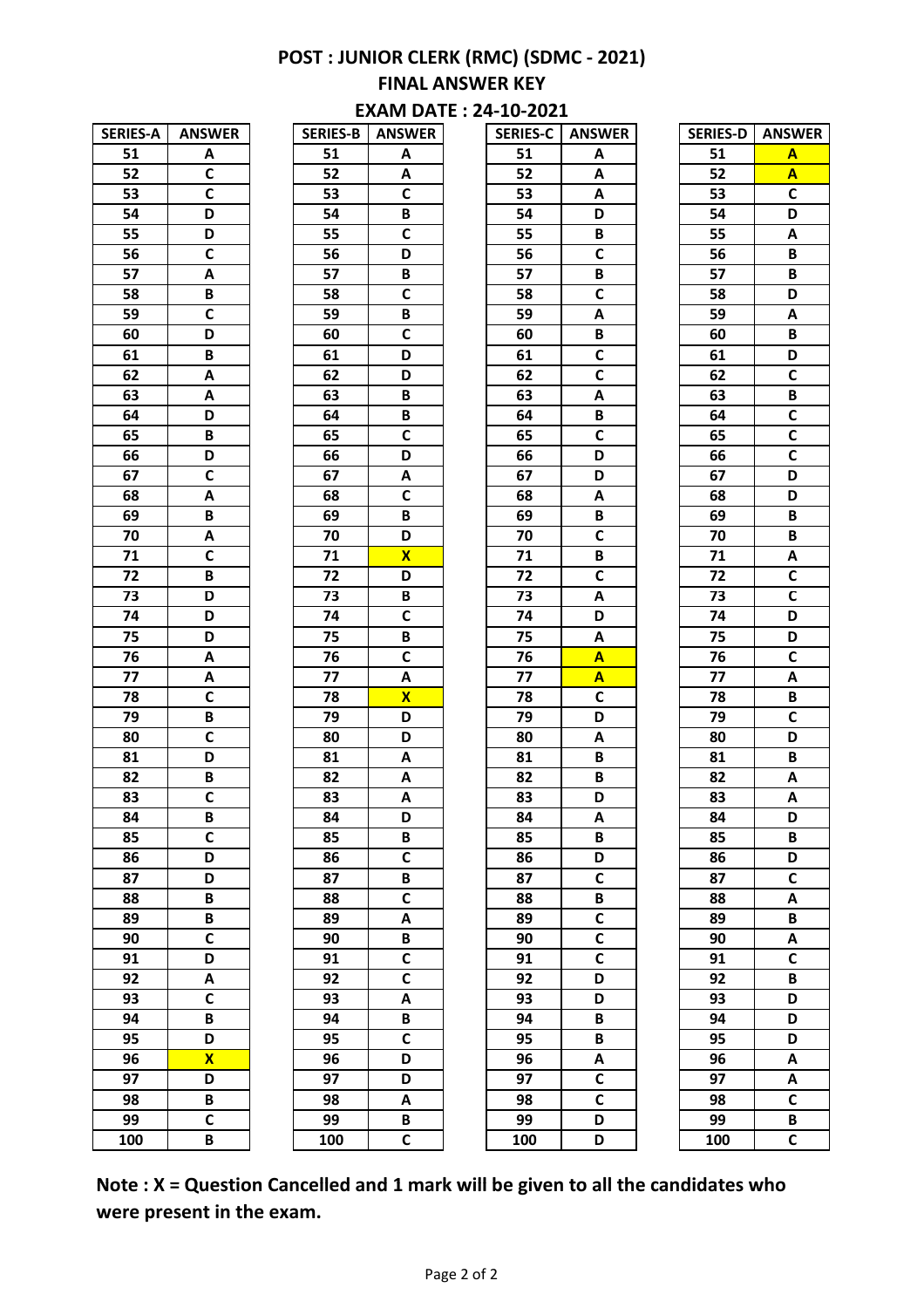# POST : JUNIOR CLERK (RMC) (SDMC - 2021)

## FINAL ANSWER KEY

### EXAM DATE : 24-10-2021

| SERIES-A | ANSWER | SERIES-B | ANSWER | SERIES-C | ANSWER | SERIES-D | ANSWER |
|---|---|---|---|---|---|---|---|
| 51 | A | 51 | A | 51 | A | 51 | A |
| 52 | C | 52 | A | 52 | A | 52 | A |
| 53 | C | 53 | C | 53 | A | 53 | C |
| 54 | D | 54 | B | 54 | D | 54 | D |
| 55 | D | 55 | C | 55 | B | 55 | A |
| 56 | C | 56 | D | 56 | C | 56 | B |
| 57 | A | 57 | B | 57 | B | 57 | B |
| 58 | B | 58 | C | 58 | C | 58 | D |
| 59 | C | 59 | B | 59 | A | 59 | A |
| 60 | D | 60 | C | 60 | B | 60 | B |
| 61 | B | 61 | D | 61 | C | 61 | D |
| 62 | A | 62 | D | 62 | C | 62 | C |
| 63 | A | 63 | B | 63 | A | 63 | B |
| 64 | D | 64 | B | 64 | B | 64 | C |
| 65 | B | 65 | C | 65 | C | 65 | C |
| 66 | D | 66 | D | 66 | D | 66 | C |
| 67 | C | 67 | A | 67 | D | 67 | D |
| 68 | A | 68 | C | 68 | A | 68 | D |
| 69 | B | 69 | B | 69 | B | 69 | B |
| 70 | A | 70 | D | 70 | C | 70 | B |
| 71 | C | 71 | X | 71 | B | 71 | A |
| 72 | B | 72 | D | 72 | C | 72 | C |
| 73 | D | 73 | B | 73 | A | 73 | C |
| 74 | D | 74 | C | 74 | D | 74 | D |
| 75 | D | 75 | B | 75 | A | 75 | D |
| 76 | A | 76 | C | 76 | A | 76 | C |
| 77 | A | 77 | A | 77 | A | 77 | A |
| 78 | C | 78 | X | 78 | C | 78 | B |
| 79 | B | 79 | D | 79 | D | 79 | C |
| 80 | C | 80 | D | 80 | A | 80 | D |
| 81 | D | 81 | A | 81 | B | 81 | B |
| 82 | B | 82 | A | 82 | B | 82 | A |
| 83 | C | 83 | A | 83 | D | 83 | A |
| 84 | B | 84 | D | 84 | A | 84 | D |
| 85 | C | 85 | B | 85 | B | 85 | B |
| 86 | D | 86 | C | 86 | D | 86 | D |
| 87 | D | 87 | B | 87 | C | 87 | C |
| 88 | B | 88 | C | 88 | B | 88 | A |
| 89 | B | 89 | A | 89 | C | 89 | B |
| 90 | C | 90 | B | 90 | C | 90 | A |
| 91 | D | 91 | C | 91 | C | 91 | C |
| 92 | A | 92 | C | 92 | D | 92 | B |
| 93 | C | 93 | A | 93 | D | 93 | D |
| 94 | B | 94 | B | 94 | B | 94 | D |
| 95 | D | 95 | C | 95 | B | 95 | D |
| 96 | X | 96 | D | 96 | A | 96 | A |
| 97 | D | 97 | D | 97 | C | 97 | A |
| 98 | B | 98 | A | 98 | C | 98 | C |
| 99 | C | 99 | B | 99 | D | 99 | B |
| 100 | B | 100 | C | 100 | D | 100 | C |

**Note : X = Question Cancelled and 1 mark will be given to all the candidates who were present in the exam.**